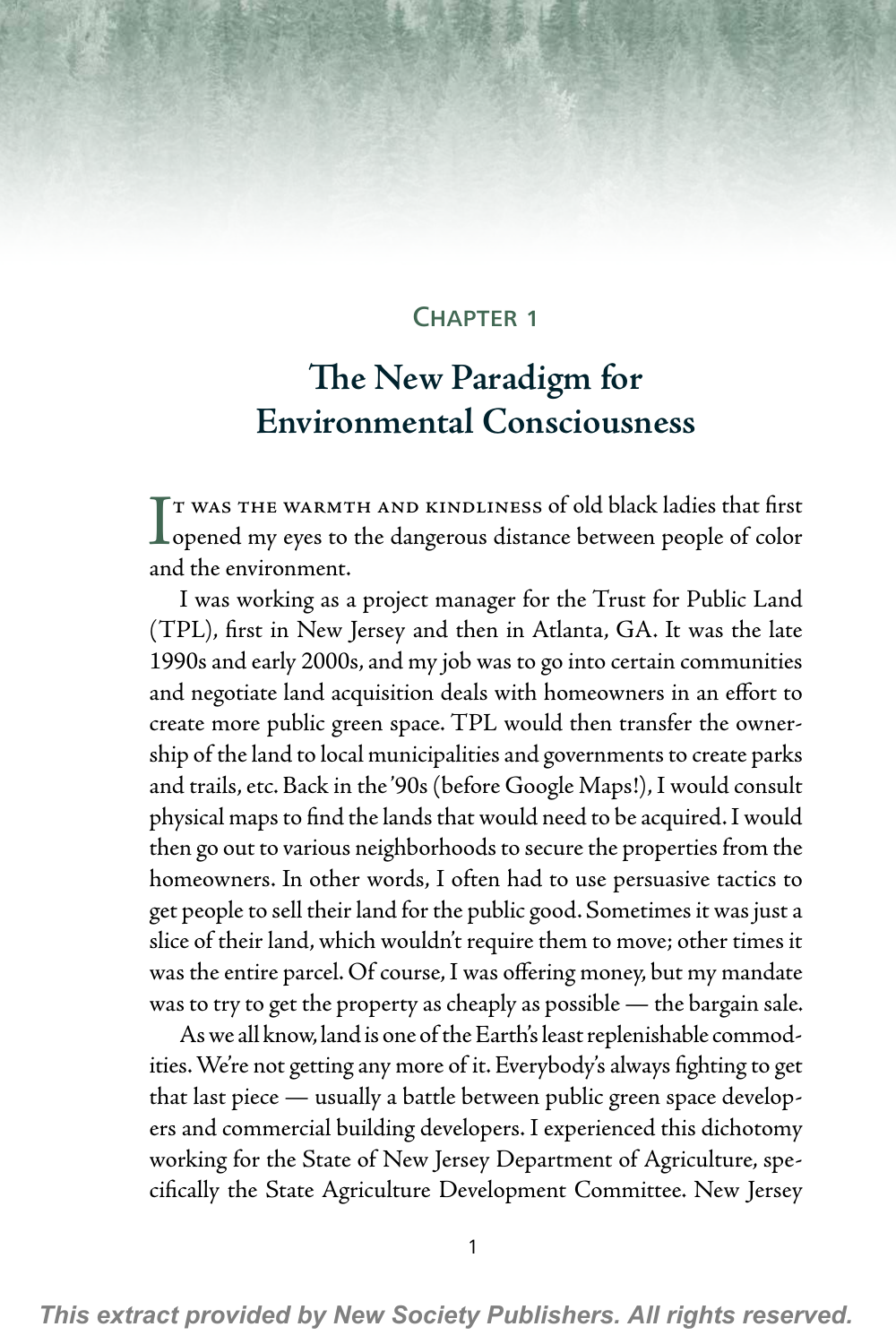## Chapter 1

# The New Paradigm for Environmental Consciousness

It was the warmth and kindliness of old black ladies that first opened my eyes to the dangerous distance between people of color and the environment.

I was working as a project manager for the Trust for Public Land (TPL), first in New Jersey and then in Atlanta, GA. It was the late 1990s and early 2000s, and my job was to go into certain communities and negotiate land acquisition deals with homeowners in an effort to create more public green space. TPL would then transfer the ownership of the land to local municipalities and governments to create parks and trails, etc. Back in the '90s (before Google Maps!), I would consult physical maps to find the lands that would need to be acquired. I would then go out to various neighborhoods to secure the properties from the homeowners. In other words, I often had to use persuasive tactics to get people to sell their land for the public good. Sometimes it was just a slice of their land, which wouldn't require them to move; other times it was the entire parcel. Of course, I was offering money, but my mandate was to try to get the property as cheaply as possible — the bargain sale.

As we all know, land is one of the Earth's least replenishable commodities. We're not getting any more of it. Everybody's always fighting to get that last piece — usually a battle between public green space developers and commercial building developers. I experienced this dichotomy working for the State of New Jersey Department of Agriculture, specifically the State Agriculture Development Committee. New Jersey

This extract provided by New Society Publishers. All rights reserved.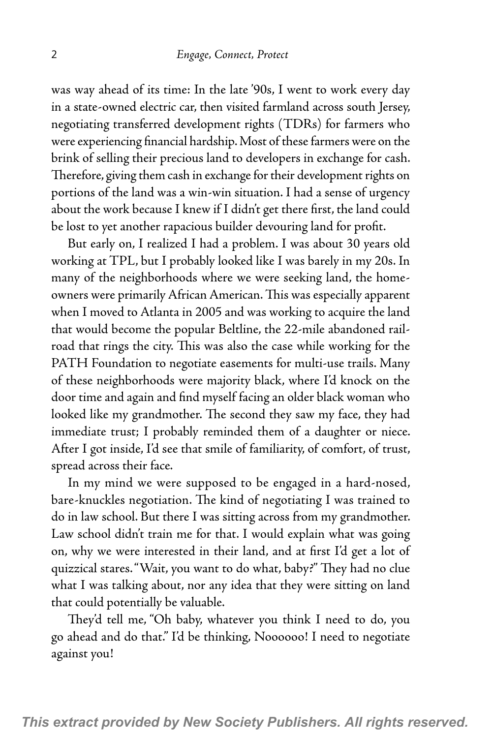was way ahead of its time: In the late '90s, I went to work every day in a state-owned electric car, then visited farmland across south Jersey, negotiating transferred development rights (TDRs) for farmers who were experiencing financial hardship. Most of these farmers were on the brink of selling their precious land to developers in exchange for cash. Therefore, giving them cash in exchange for their development rights on portions of the land was a win-win situation. I had a sense of urgency about the work because I knew if I didn't get there first, the land could be lost to yet another rapacious builder devouring land for profit.

But early on, I realized I had a problem. I was about 30 years old working at TPL, but I probably looked like I was barely in my 20s. In many of the neighborhoods where we were seeking land, the homeowners were primarily African American. This was especially apparent when I moved to Atlanta in 2005 and was working to acquire the land that would become the popular Beltline, the 22-mile abandoned railroad that rings the city. This was also the case while working for the PATH Foundation to negotiate easements for multi-use trails. Many of these neighborhoods were majority black, where I'd knock on the door time and again and find myself facing an older black woman who looked like my grandmother. The second they saw my face, they had immediate trust; I probably reminded them of a daughter or niece. After I got inside, I'd see that smile of familiarity, of comfort, of trust, spread across their face.

In my mind we were supposed to be engaged in a hard-nosed, bare-knuckles negotiation. The kind of negotiating I was trained to do in law school. But there I was sitting across from my grandmother. Law school didn't train me for that. I would explain what was going on, why we were interested in their land, and at first I'd get a lot of quizzical stares. "Wait, you want to do what, baby?" They had no clue what I was talking about, nor any idea that they were sitting on land that could potentially be valuable.

They'd tell me, "Oh baby, whatever you think I need to do, you go ahead and do that." I'd be thinking, Noooooo! I need to negotiate against you!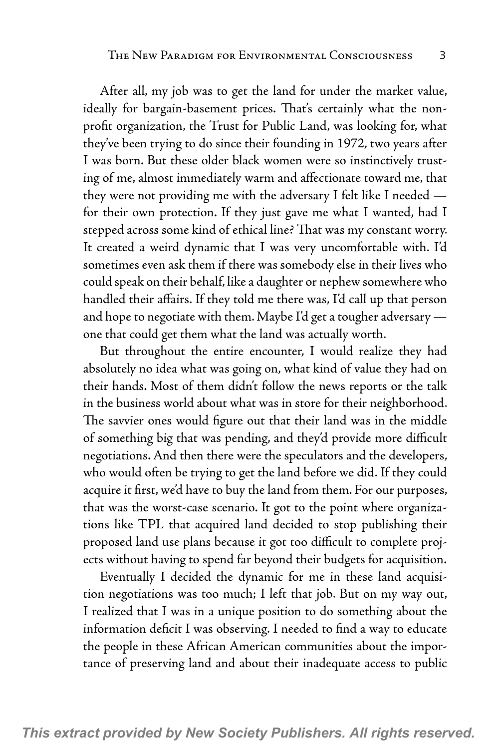After all, my job was to get the land for under the market value, ideally for bargain-basement prices. That's certainly what the nonprofit organization, the Trust for Public Land, was looking for, what they've been trying to do since their founding in 1972, two years after I was born. But these older black women were so instinctively trusting of me, almost immediately warm and affectionate toward me, that they were not providing me with the adversary I felt like I needed — for their own protection. If they just gave me what I wanted, had I stepped across some kind of ethical line? That was my constant worry. It created a weird dynamic that I was very uncomfortable with. I'd sometimes even ask them if there was somebody else in their lives who could speak on their behalf, like a daughter or nephew somewhere who handled their affairs. If they told me there was, I'd call up that person and hope to negotiate with them. Maybe I'd get a tougher adversary — one that could get them what the land was actually worth.

But throughout the entire encounter, I would realize they had absolutely no idea what was going on, what kind of value they had on their hands. Most of them didn't follow the news reports or the talk in the business world about what was in store for their neighborhood. The savvier ones would figure out that their land was in the middle of something big that was pending, and they'd provide more difficult negotiations. And then there were the speculators and the developers, who would often be trying to get the land before we did. If they could acquire it first, we'd have to buy the land from them. For our purposes, that was the worst-case scenario. It got to the point where organizations like TPL that acquired land decided to stop publishing their proposed land use plans because it got too difficult to complete projects without having to spend far beyond their budgets for acquisition.

Eventually I decided the dynamic for me in these land acquisition negotiations was too much; I left that job. But on my way out, I realized that I was in a unique position to do something about the information deficit I was observing. I needed to find a way to educate the people in these African American communities about the importance of preserving land and about their inadequate access to public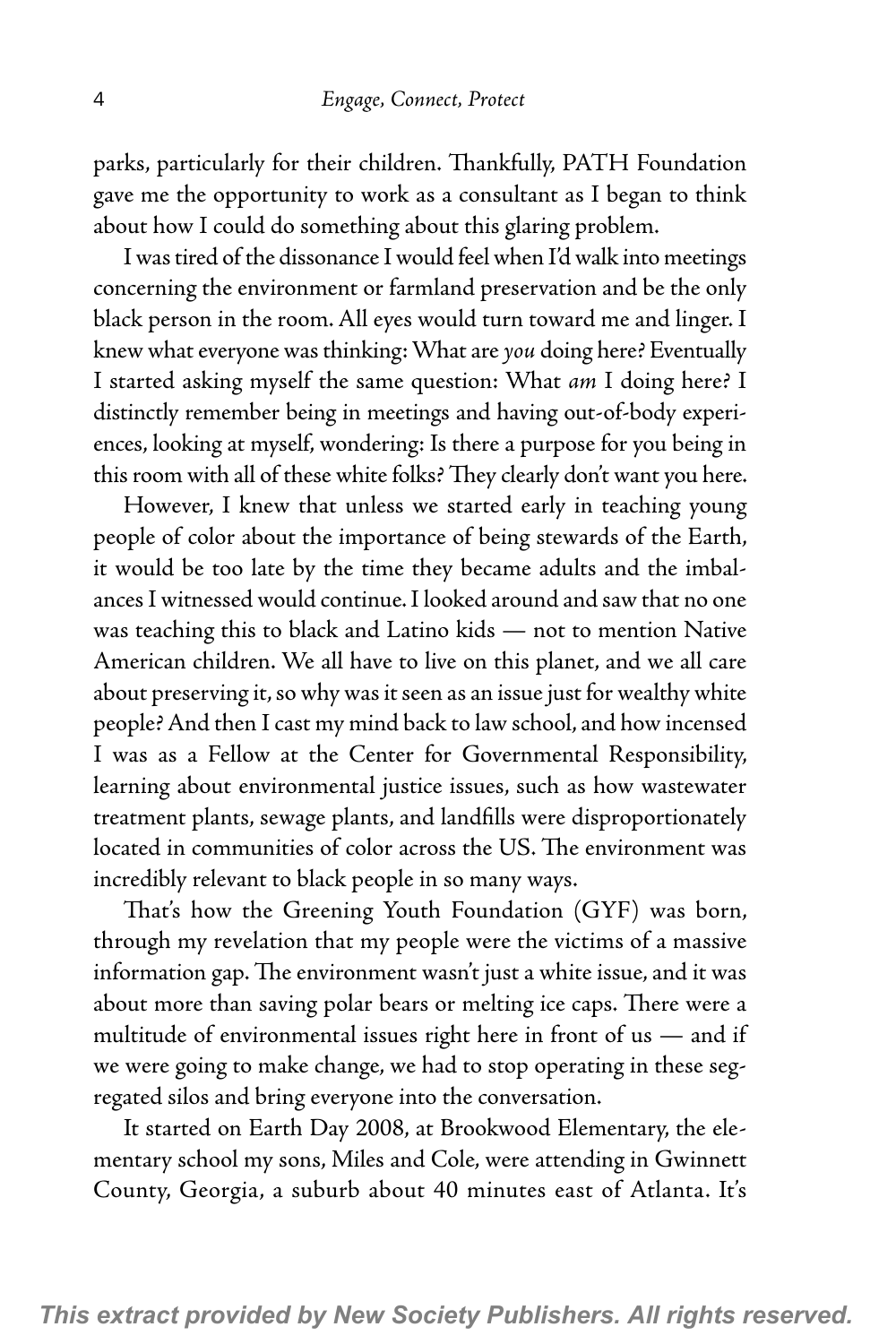parks, particularly for their children. Thankfully, PATH Foundation gave me the opportunity to work as a consultant as I began to think about how I could do something about this glaring problem.

I was tired of the dissonance I would feel when I'd walk into meetings concerning the environment or farmland preservation and be the only black person in the room. All eyes would turn toward me and linger. I knew what everyone was thinking: What are *you* doing here? Eventually I started asking myself the same question: What *am* I doing here? I distinctly remember being in meetings and having out-of-body experiences, looking at myself, wondering: Is there a purpose for you being in this room with all of these white folks? They clearly don't want you here.

However, I knew that unless we started early in teaching young people of color about the importance of being stewards of the Earth, it would be too late by the time they became adults and the imbalances I witnessed would continue. I looked around and saw that no one was teaching this to black and Latino kids — not to mention Native American children. We all have to live on this planet, and we all care about preserving it, so why was it seen as an issue just for wealthy white people? And then I cast my mind back to law school, and how incensed I was as a Fellow at the Center for Governmental Responsibility, learning about environmental justice issues, such as how wastewater treatment plants, sewage plants, and landfills were disproportionately located in communities of color across the US. The environment was incredibly relevant to black people in so many ways.

That's how the Greening Youth Foundation (GYF) was born, through my revelation that my people were the victims of a massive information gap. The environment wasn't just a white issue, and it was about more than saving polar bears or melting ice caps. There were a multitude of environmental issues right here in front of us — and if we were going to make change, we had to stop operating in these segregated silos and bring everyone into the conversation.

It started on Earth Day 2008, at Brookwood Elementary, the elementary school my sons, Miles and Cole, were attending in Gwinnett County, Georgia, a suburb about 40 minutes east of Atlanta. It's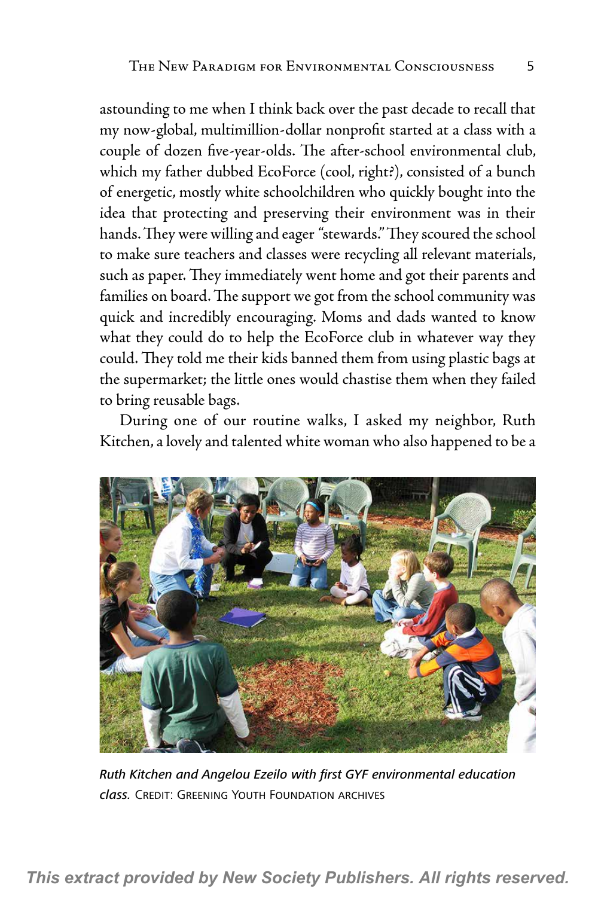astounding to me when I think back over the past decade to recall that my now-global, multimillion-dollar nonprofit started at a class with a couple of dozen five-year-olds. The after-school environmental club, which my father dubbed EcoForce (cool, right?), consisted of a bunch of energetic, mostly white schoolchildren who quickly bought into the idea that protecting and preserving their environment was in their hands. They were willing and eager "stewards." They scoured the school to make sure teachers and classes were recycling all relevant materials, such as paper. They immediately went home and got their parents and families on board. The support we got from the school community was quick and incredibly encouraging. Moms and dads wanted to know what they could do to help the EcoForce club in whatever way they could. They told me their kids banned them from using plastic bags at the supermarket; the little ones would chastise them when they failed to bring reusable bags.

During one of our routine walks, I asked my neighbor, Ruth Kitchen, a lovely and talented white woman who also happened to be a

*Ruth Kitchen and Angelou Ezeilo with first GYF environmental education class.* Credit: Greening Youth Foundation archives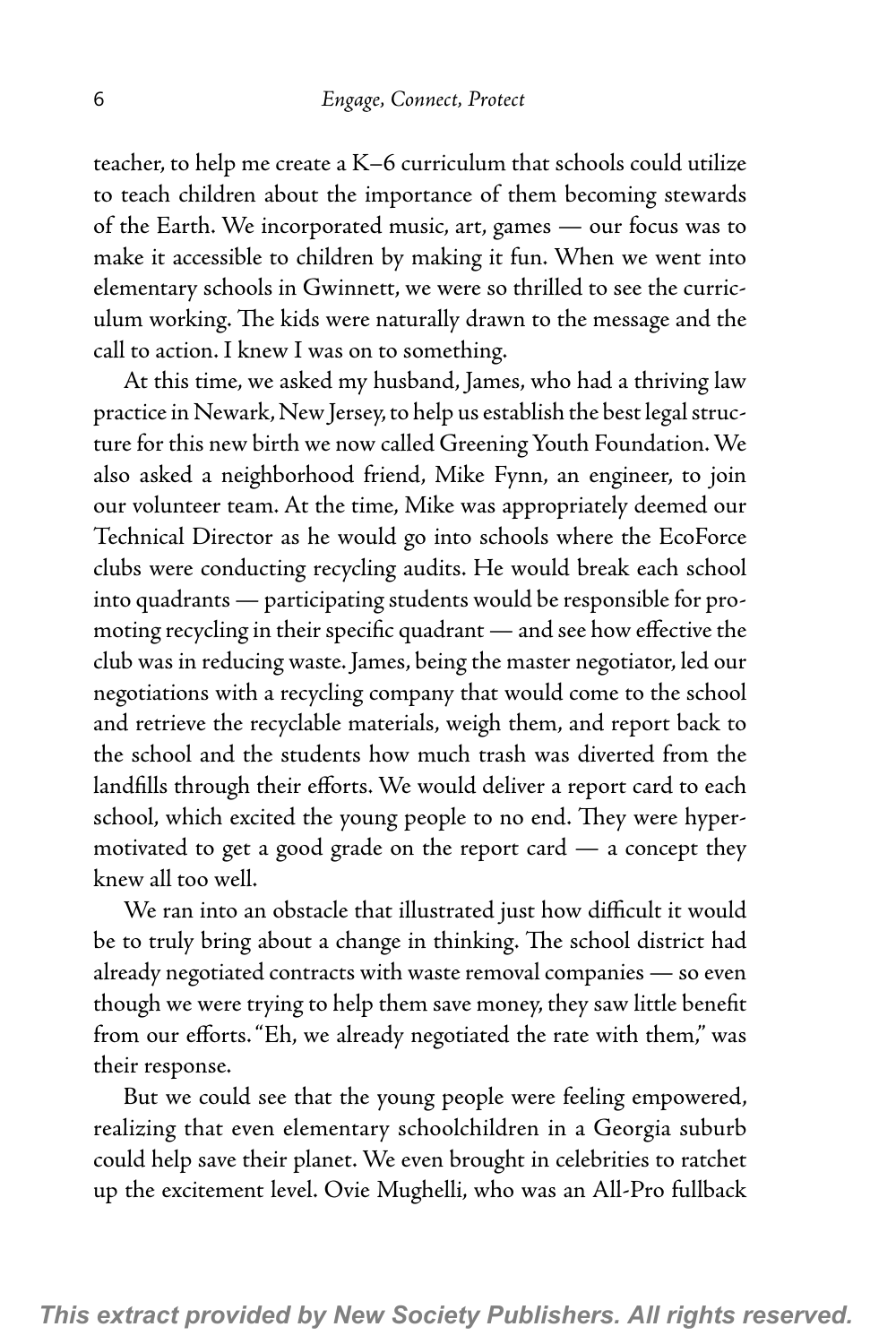teacher, to help me create a K–6 curriculum that schools could utilize to teach children about the importance of them becoming stewards of the Earth. We incorporated music, art, games — our focus was to make it accessible to children by making it fun. When we went into elementary schools in Gwinnett, we were so thrilled to see the curriculum working. The kids were naturally drawn to the message and the call to action. I knew I was on to something.

At this time, we asked my husband, James, who had a thriving law practice in Newark, New Jersey, to help us establish the best legal structure for this new birth we now called Greening Youth Foundation. We also asked a neighborhood friend, Mike Fynn, an engineer, to join our volunteer team. At the time, Mike was appropriately deemed our Technical Director as he would go into schools where the EcoForce clubs were conducting recycling audits. He would break each school into quadrants — participating students would be responsible for promoting recycling in their specific quadrant — and see how effective the club was in reducing waste. James, being the master negotiator, led our negotiations with a recycling company that would come to the school and retrieve the recyclable materials, weigh them, and report back to the school and the students how much trash was diverted from the landfills through their efforts. We would deliver a report card to each school, which excited the young people to no end. They were hyper-motivated to get a good grade on the report card — a concept they knew all too well.

We ran into an obstacle that illustrated just how difficult it would be to truly bring about a change in thinking. The school district had already negotiated contracts with waste removal companies — so even though we were trying to help them save money, they saw little benefit from our efforts. "Eh, we already negotiated the rate with them," was their response.

But we could see that the young people were feeling empowered, realizing that even elementary schoolchildren in a Georgia suburb could help save their planet. We even brought in celebrities to ratchet up the excitement level. Ovie Mughelli, who was an All-Pro fullback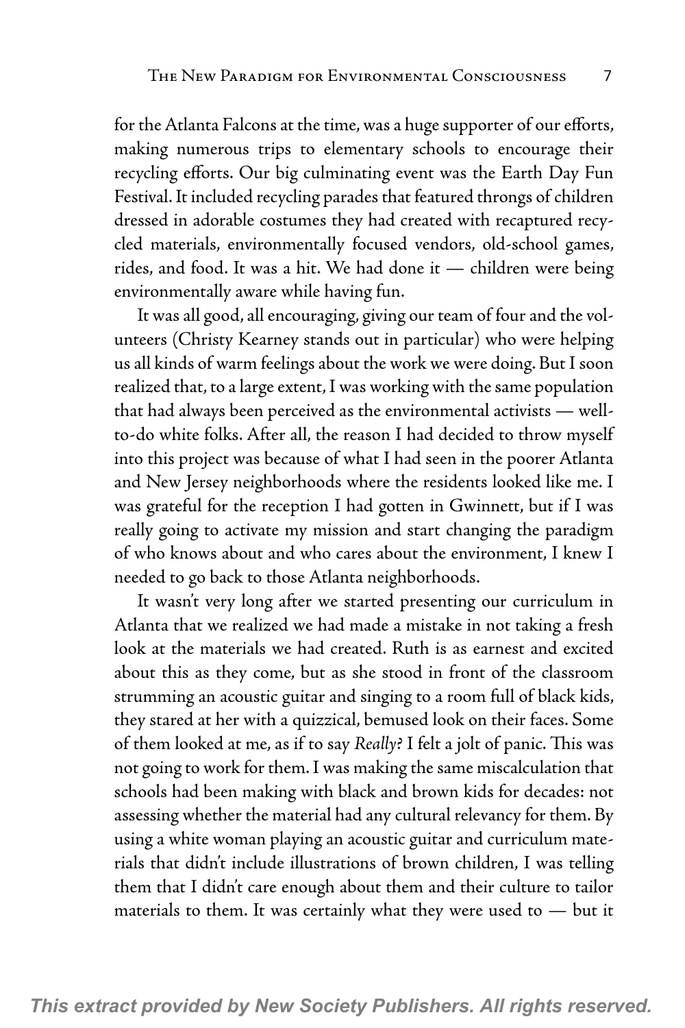for the Atlanta Falcons at the time, was a huge supporter of our efforts, making numerous trips to elementary schools to encourage their recycling efforts. Our big culminating event was the Earth Day Fun Festival. It included recycling parades that featured throngs of children dressed in adorable costumes they had created with recaptured recycled materials, environmentally focused vendors, old-school games, rides, and food. It was a hit. We had done it — children were being environmentally aware while having fun.

It was all good, all encouraging, giving our team of four and the volunteers (Christy Kearney stands out in particular) who were helping us all kinds of warm feelings about the work we were doing. But I soon realized that, to a large extent, I was working with the same population that had always been perceived as the environmental activists — well-to-do white folks. After all, the reason I had decided to throw myself into this project was because of what I had seen in the poorer Atlanta and New Jersey neighborhoods where the residents looked like me. I was grateful for the reception I had gotten in Gwinnett, but if I was really going to activate my mission and start changing the paradigm of who knows about and who cares about the environment, I knew I needed to go back to those Atlanta neighborhoods.

It wasn't very long after we started presenting our curriculum in Atlanta that we realized we had made a mistake in not taking a fresh look at the materials we had created. Ruth is as earnest and excited about this as they come, but as she stood in front of the classroom strumming an acoustic guitar and singing to a room full of black kids, they stared at her with a quizzical, bemused look on their faces. Some of them looked at me, as if to say *Really?* I felt a jolt of panic. This was not going to work for them. I was making the same miscalculation that schools had been making with black and brown kids for decades: not assessing whether the material had any cultural relevancy for them. By using a white woman playing an acoustic guitar and curriculum materials that didn't include illustrations of brown children, I was telling them that I didn't care enough about them and their culture to tailor materials to them. It was certainly what they were used to — but it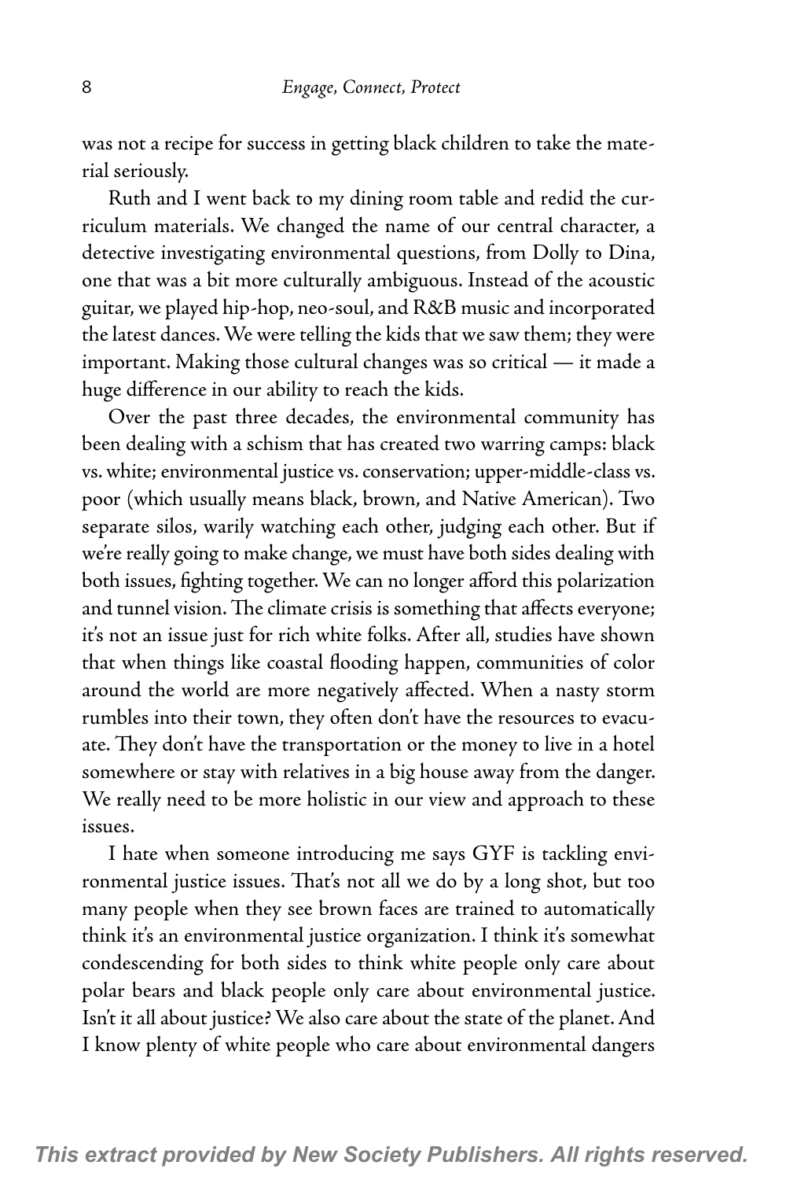was not a recipe for success in getting black children to take the material seriously.

Ruth and I went back to my dining room table and redid the curriculum materials. We changed the name of our central character, a detective investigating environmental questions, from Dolly to Dina, one that was a bit more culturally ambiguous. Instead of the acoustic guitar, we played hip-hop, neo-soul, and R&B music and incorporated the latest dances. We were telling the kids that we saw them; they were important. Making those cultural changes was so critical — it made a huge difference in our ability to reach the kids.

Over the past three decades, the environmental community has been dealing with a schism that has created two warring camps: black vs. white; environmental justice vs. conservation; upper-middle-class vs. poor (which usually means black, brown, and Native American). Two separate silos, warily watching each other, judging each other. But if we're really going to make change, we must have both sides dealing with both issues, fighting together. We can no longer afford this polarization and tunnel vision. The climate crisis is something that affects everyone; it's not an issue just for rich white folks. After all, studies have shown that when things like coastal flooding happen, communities of color around the world are more negatively affected. When a nasty storm rumbles into their town, they often don't have the resources to evacuate. They don't have the transportation or the money to live in a hotel somewhere or stay with relatives in a big house away from the danger. We really need to be more holistic in our view and approach to these issues.

I hate when someone introducing me says GYF is tackling environmental justice issues. That's not all we do by a long shot, but too many people when they see brown faces are trained to automatically think it's an environmental justice organization. I think it's somewhat condescending for both sides to think white people only care about polar bears and black people only care about environmental justice. Isn't it all about justice? We also care about the state of the planet. And I know plenty of white people who care about environmental dangers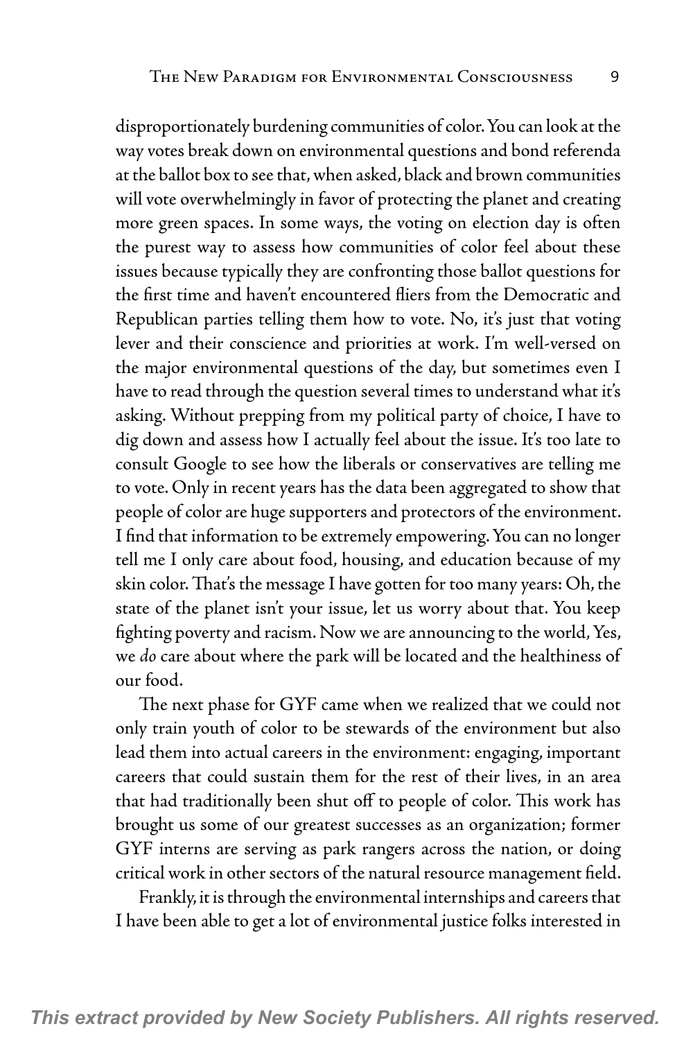disproportionately burdening communities of color. You can look at the way votes break down on environmental questions and bond referenda at the ballot box to see that, when asked, black and brown communities will vote overwhelmingly in favor of protecting the planet and creating more green spaces. In some ways, the voting on election day is often the purest way to assess how communities of color feel about these issues because typically they are confronting those ballot questions for the first time and haven't encountered fliers from the Democratic and Republican parties telling them how to vote. No, it's just that voting lever and their conscience and priorities at work. I'm well-versed on the major environmental questions of the day, but sometimes even I have to read through the question several times to understand what it's asking. Without prepping from my political party of choice, I have to dig down and assess how I actually feel about the issue. It's too late to consult Google to see how the liberals or conservatives are telling me to vote. Only in recent years has the data been aggregated to show that people of color are huge supporters and protectors of the environment. I find that information to be extremely empowering. You can no longer tell me I only care about food, housing, and education because of my skin color. That's the message I have gotten for too many years: Oh, the state of the planet isn't your issue, let us worry about that. You keep fighting poverty and racism. Now we are announcing to the world, Yes, we *do* care about where the park will be located and the healthiness of our food.

The next phase for GYF came when we realized that we could not only train youth of color to be stewards of the environment but also lead them into actual careers in the environment: engaging, important careers that could sustain them for the rest of their lives, in an area that had traditionally been shut off to people of color. This work has brought us some of our greatest successes as an organization; former GYF interns are serving as park rangers across the nation, or doing critical work in other sectors of the natural resource management field.

Frankly, it is through the environmental internships and careers that I have been able to get a lot of environmental justice folks interested in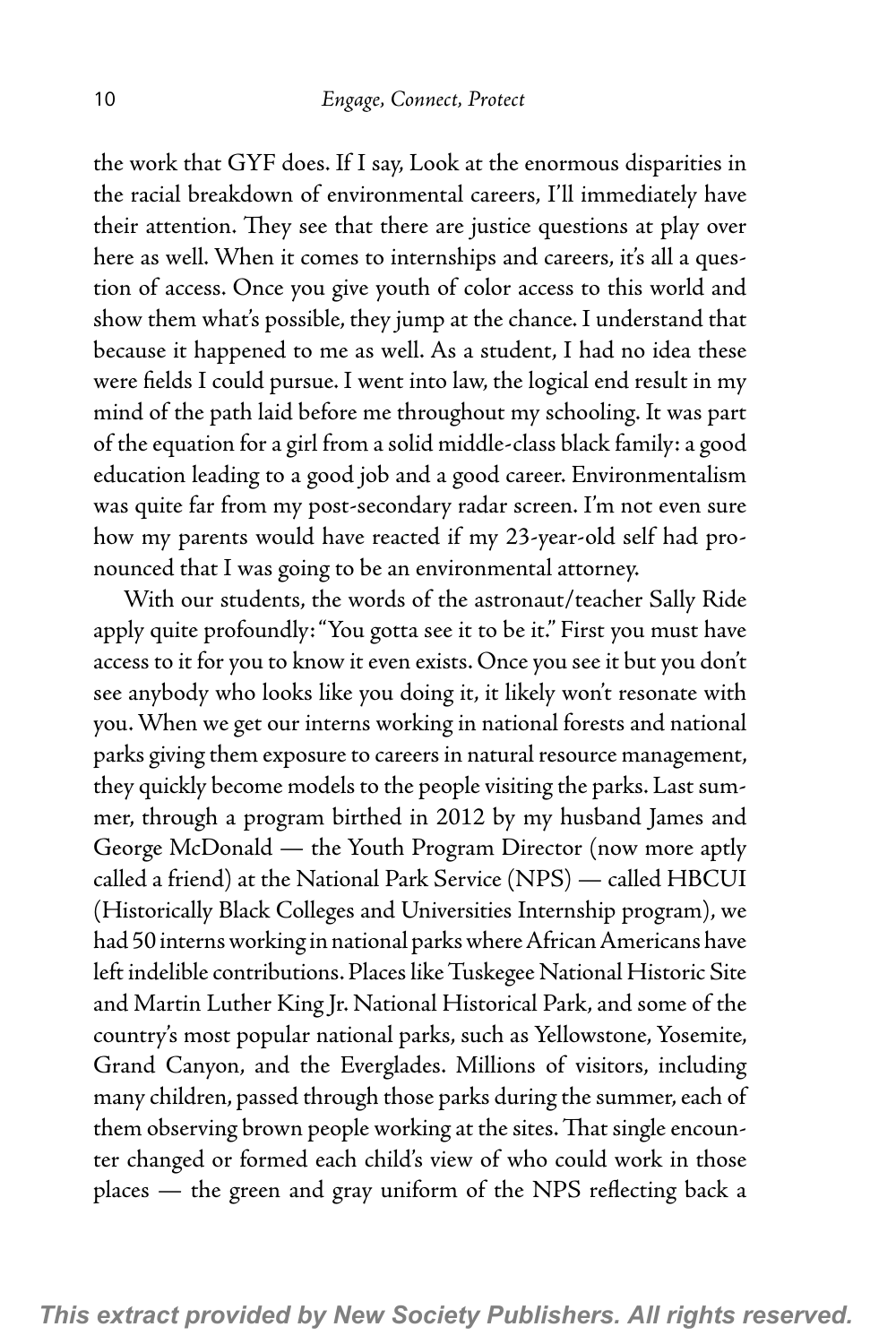the work that GYF does. If I say, Look at the enormous disparities in the racial breakdown of environmental careers, I'll immediately have their attention. They see that there are justice questions at play over here as well. When it comes to internships and careers, it's all a question of access. Once you give youth of color access to this world and show them what's possible, they jump at the chance. I understand that because it happened to me as well. As a student, I had no idea these were fields I could pursue. I went into law, the logical end result in my mind of the path laid before me throughout my schooling. It was part of the equation for a girl from a solid middle-class black family: a good education leading to a good job and a good career. Environmentalism was quite far from my post-secondary radar screen. I'm not even sure how my parents would have reacted if my 23-year-old self had pronounced that I was going to be an environmental attorney.

With our students, the words of the astronaut/teacher Sally Ride apply quite profoundly: "You gotta see it to be it." First you must have access to it for you to know it even exists. Once you see it but you don't see anybody who looks like you doing it, it likely won't resonate with you. When we get our interns working in national forests and national parks giving them exposure to careers in natural resource management, they quickly become models to the people visiting the parks. Last summer, through a program birthed in 2012 by my husband James and George McDonald — the Youth Program Director (now more aptly called a friend) at the National Park Service (NPS) — called HBCUI (Historically Black Colleges and Universities Internship program), we had 50 interns working in national parks where African Americans have left indelible contributions. Places like Tuskegee National Historic Site and Martin Luther King Jr. National Historical Park, and some of the country's most popular national parks, such as Yellowstone, Yosemite, Grand Canyon, and the Everglades. Millions of visitors, including many children, passed through those parks during the summer, each of them observing brown people working at the sites. That single encounter changed or formed each child's view of who could work in those places — the green and gray uniform of the NPS reflecting back a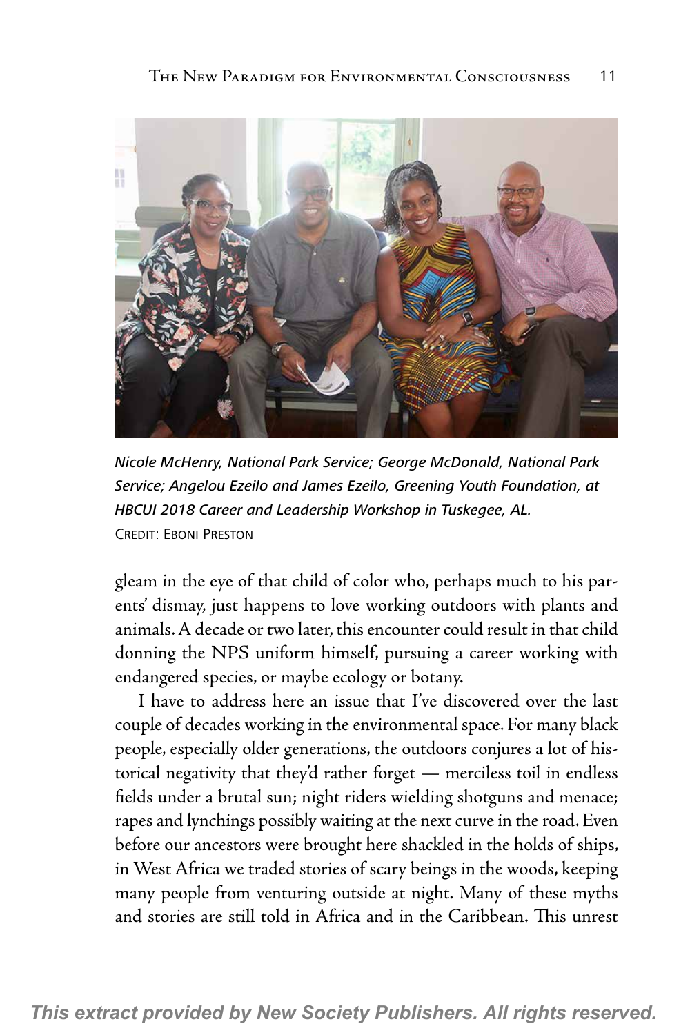*Nicole McHenry, National Park Service; George McDonald, National Park Service; Angelou Ezeilo and James Ezeilo, Greening Youth Foundation, at HBCUI 2018 Career and Leadership Workshop in Tuskegee, AL.*
Credit: Eboni Preston

gleam in the eye of that child of color who, perhaps much to his parents' dismay, just happens to love working outdoors with plants and animals. A decade or two later, this encounter could result in that child donning the NPS uniform himself, pursuing a career working with endangered species, or maybe ecology or botany.

I have to address here an issue that I've discovered over the last couple of decades working in the environmental space. For many black people, especially older generations, the outdoors conjures a lot of historical negativity that they'd rather forget — merciless toil in endless fields under a brutal sun; night riders wielding shotguns and menace; rapes and lynchings possibly waiting at the next curve in the road. Even before our ancestors were brought here shackled in the holds of ships, in West Africa we traded stories of scary beings in the woods, keeping many people from venturing outside at night. Many of these myths and stories are still told in Africa and in the Caribbean. This unrest

*This extract provided by New Society Publishers. All rights reserved.*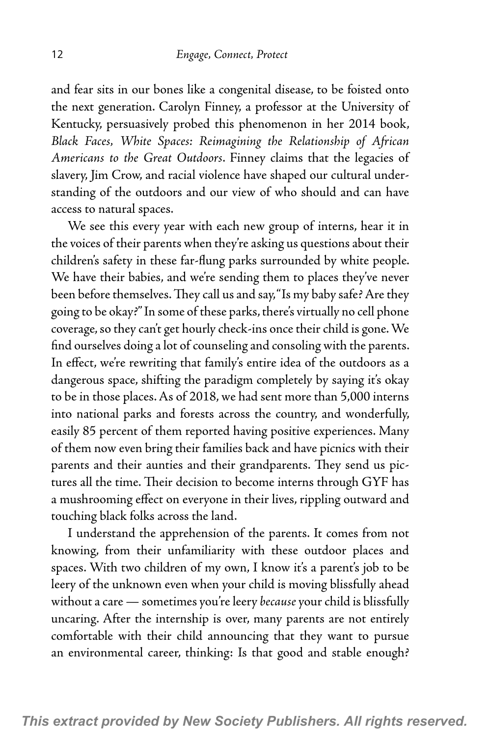and fear sits in our bones like a congenital disease, to be foisted onto the next generation. Carolyn Finney, a professor at the University of Kentucky, persuasively probed this phenomenon in her 2014 book, *Black Faces, White Spaces: Reimagining the Relationship of African Americans to the Great Outdoors*. Finney claims that the legacies of slavery, Jim Crow, and racial violence have shaped our cultural understanding of the outdoors and our view of who should and can have access to natural spaces.

We see this every year with each new group of interns, hear it in the voices of their parents when they're asking us questions about their children's safety in these far-flung parks surrounded by white people. We have their babies, and we're sending them to places they've never been before themselves. They call us and say, "Is my baby safe? Are they going to be okay?" In some of these parks, there's virtually no cell phone coverage, so they can't get hourly check-ins once their child is gone. We find ourselves doing a lot of counseling and consoling with the parents. In effect, we're rewriting that family's entire idea of the outdoors as a dangerous space, shifting the paradigm completely by saying it's okay to be in those places. As of 2018, we had sent more than 5,000 interns into national parks and forests across the country, and wonderfully, easily 85 percent of them reported having positive experiences. Many of them now even bring their families back and have picnics with their parents and their aunties and their grandparents. They send us pictures all the time. Their decision to become interns through GYF has a mushrooming effect on everyone in their lives, rippling outward and touching black folks across the land.

I understand the apprehension of the parents. It comes from not knowing, from their unfamiliarity with these outdoor places and spaces. With two children of my own, I know it's a parent's job to be leery of the unknown even when your child is moving blissfully ahead without a care — sometimes you're leery *because* your child is blissfully uncaring. After the internship is over, many parents are not entirely comfortable with their child announcing that they want to pursue an environmental career, thinking: Is that good and stable enough?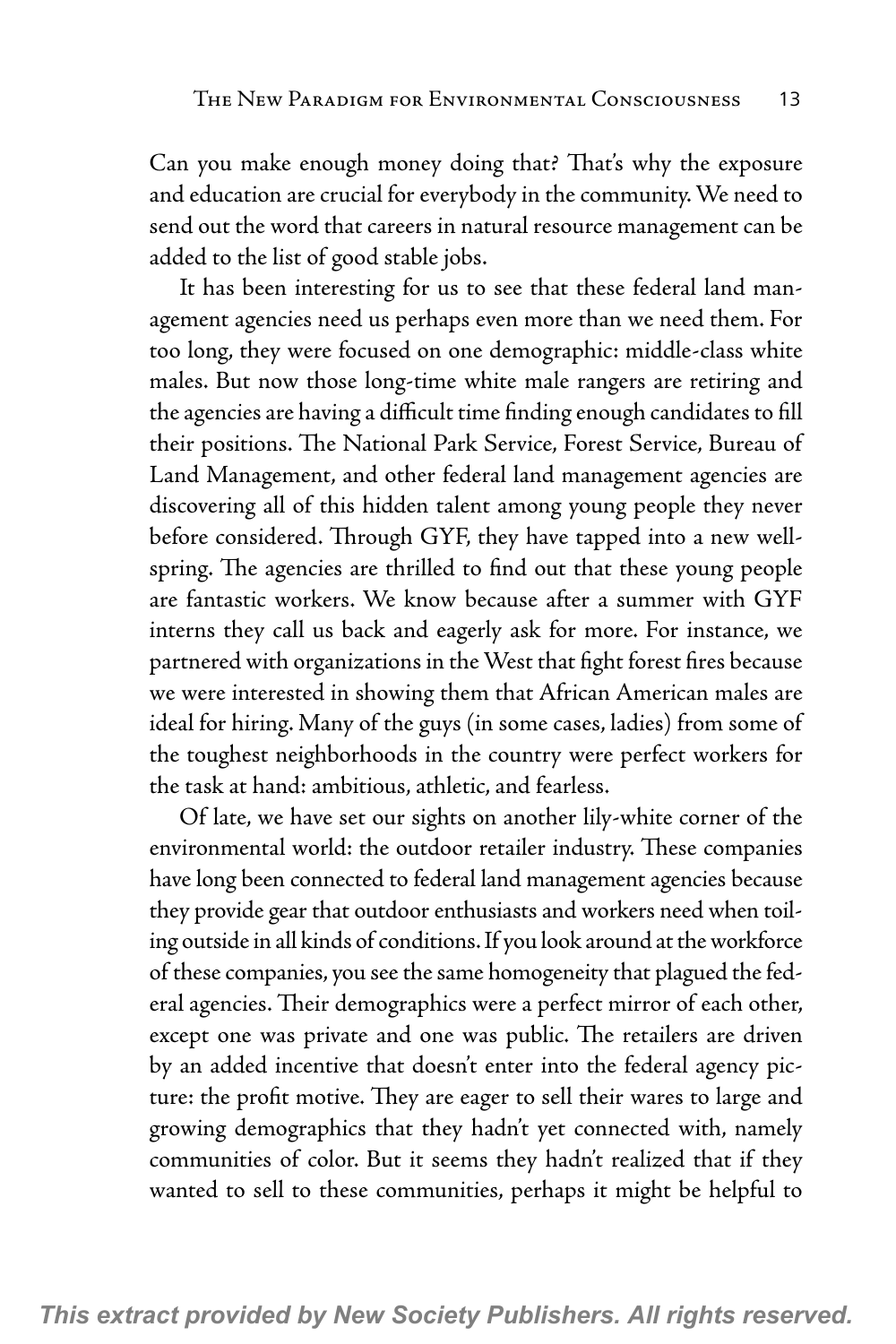Can you make enough money doing that? That's why the exposure and education are crucial for everybody in the community. We need to send out the word that careers in natural resource management can be added to the list of good stable jobs.

It has been interesting for us to see that these federal land management agencies need us perhaps even more than we need them. For too long, they were focused on one demographic: middle-class white males. But now those long-time white male rangers are retiring and the agencies are having a difficult time finding enough candidates to fill their positions. The National Park Service, Forest Service, Bureau of Land Management, and other federal land management agencies are discovering all of this hidden talent among young people they never before considered. Through GYF, they have tapped into a new wellspring. The agencies are thrilled to find out that these young people are fantastic workers. We know because after a summer with GYF interns they call us back and eagerly ask for more. For instance, we partnered with organizations in the West that fight forest fires because we were interested in showing them that African American males are ideal for hiring. Many of the guys (in some cases, ladies) from some of the toughest neighborhoods in the country were perfect workers for the task at hand: ambitious, athletic, and fearless.

Of late, we have set our sights on another lily-white corner of the environmental world: the outdoor retailer industry. These companies have long been connected to federal land management agencies because they provide gear that outdoor enthusiasts and workers need when toiling outside in all kinds of conditions. If you look around at the workforce of these companies, you see the same homogeneity that plagued the federal agencies. Their demographics were a perfect mirror of each other, except one was private and one was public. The retailers are driven by an added incentive that doesn't enter into the federal agency picture: the profit motive. They are eager to sell their wares to large and growing demographics that they hadn't yet connected with, namely communities of color. But it seems they hadn't realized that if they wanted to sell to these communities, perhaps it might be helpful to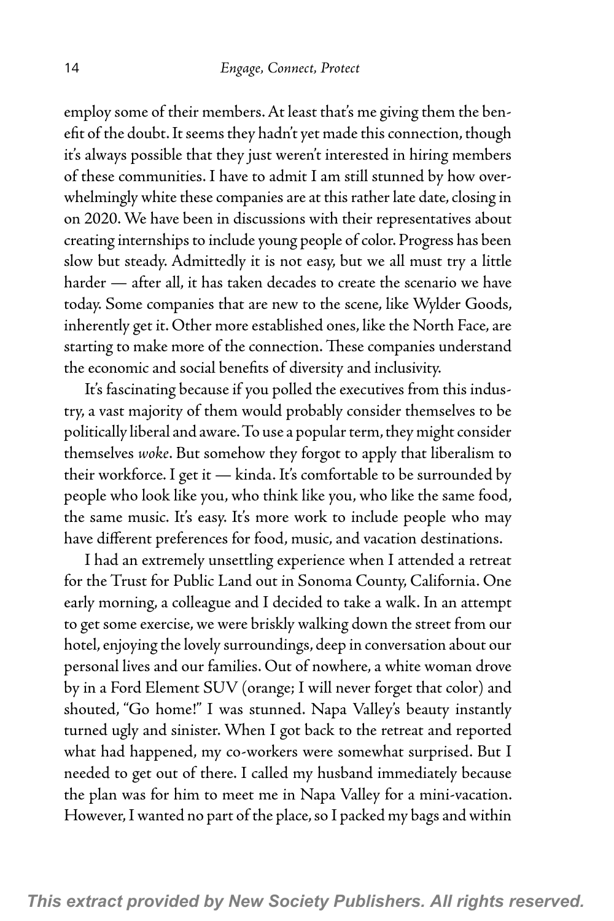employ some of their members. At least that's me giving them the benefit of the doubt. It seems they hadn't yet made this connection, though it's always possible that they just weren't interested in hiring members of these communities. I have to admit I am still stunned by how overwhelmingly white these companies are at this rather late date, closing in on 2020. We have been in discussions with their representatives about creating internships to include young people of color. Progress has been slow but steady. Admittedly it is not easy, but we all must try a little harder — after all, it has taken decades to create the scenario we have today. Some companies that are new to the scene, like Wylder Goods, inherently get it. Other more established ones, like the North Face, are starting to make more of the connection. These companies understand the economic and social benefits of diversity and inclusivity.

It's fascinating because if you polled the executives from this industry, a vast majority of them would probably consider themselves to be politically liberal and aware. To use a popular term, they might consider themselves *woke*. But somehow they forgot to apply that liberalism to their workforce. I get it — kinda. It's comfortable to be surrounded by people who look like you, who think like you, who like the same food, the same music. It's easy. It's more work to include people who may have different preferences for food, music, and vacation destinations.

I had an extremely unsettling experience when I attended a retreat for the Trust for Public Land out in Sonoma County, California. One early morning, a colleague and I decided to take a walk. In an attempt to get some exercise, we were briskly walking down the street from our hotel, enjoying the lovely surroundings, deep in conversation about our personal lives and our families. Out of nowhere, a white woman drove by in a Ford Element SUV (orange; I will never forget that color) and shouted, "Go home!" I was stunned. Napa Valley's beauty instantly turned ugly and sinister. When I got back to the retreat and reported what had happened, my co-workers were somewhat surprised. But I needed to get out of there. I called my husband immediately because the plan was for him to meet me in Napa Valley for a mini-vacation. However, I wanted no part of the place, so I packed my bags and within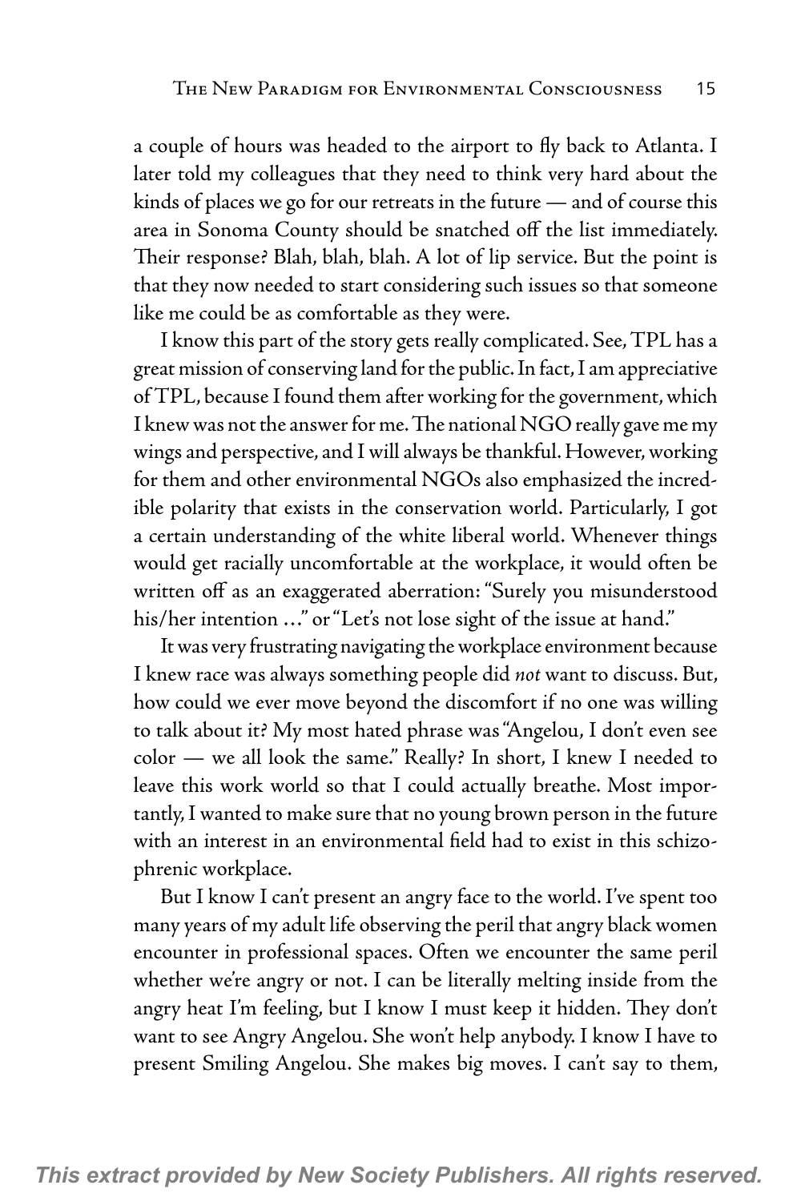a couple of hours was headed to the airport to fly back to Atlanta. I later told my colleagues that they need to think very hard about the kinds of places we go for our retreats in the future — and of course this area in Sonoma County should be snatched off the list immediately. Their response? Blah, blah, blah. A lot of lip service. But the point is that they now needed to start considering such issues so that someone like me could be as comfortable as they were.

I know this part of the story gets really complicated. See, TPL has a great mission of conserving land for the public. In fact, I am appreciative of TPL, because I found them after working for the government, which I knew was not the answer for me. The national NGO really gave me my wings and perspective, and I will always be thankful. However, working for them and other environmental NGOs also emphasized the incredible polarity that exists in the conservation world. Particularly, I got a certain understanding of the white liberal world. Whenever things would get racially uncomfortable at the workplace, it would often be written off as an exaggerated aberration: "Surely you misunderstood his/her intention ..." or "Let's not lose sight of the issue at hand."

It was very frustrating navigating the workplace environment because I knew race was always something people did *not* want to discuss. But, how could we ever move beyond the discomfort if no one was willing to talk about it? My most hated phrase was "Angelou, I don't even see color — we all look the same." Really? In short, I knew I needed to leave this work world so that I could actually breathe. Most importantly, I wanted to make sure that no young brown person in the future with an interest in an environmental field had to exist in this schizophrenic workplace.

But I know I can't present an angry face to the world. I've spent too many years of my adult life observing the peril that angry black women encounter in professional spaces. Often we encounter the same peril whether we're angry or not. I can be literally melting inside from the angry heat I'm feeling, but I know I must keep it hidden. They don't want to see Angry Angelou. She won't help anybody. I know I have to present Smiling Angelou. She makes big moves. I can't say to them,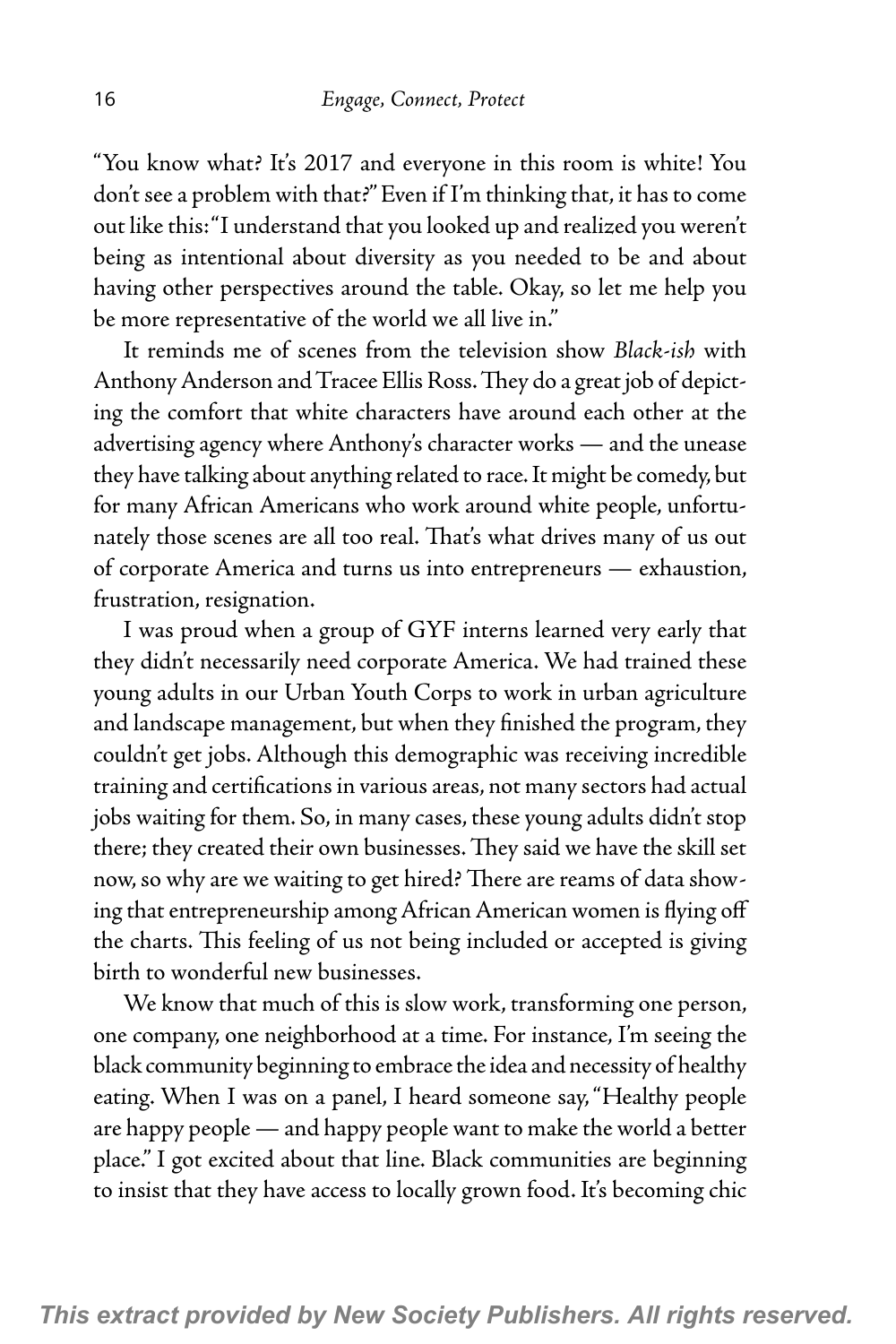"You know what? It's 2017 and everyone in this room is white! You don't see a problem with that?" Even if I'm thinking that, it has to come out like this: "I understand that you looked up and realized you weren't being as intentional about diversity as you needed to be and about having other perspectives around the table. Okay, so let me help you be more representative of the world we all live in."

It reminds me of scenes from the television show *Black-ish* with Anthony Anderson and Tracee Ellis Ross. They do a great job of depicting the comfort that white characters have around each other at the advertising agency where Anthony's character works — and the unease they have talking about anything related to race. It might be comedy, but for many African Americans who work around white people, unfortunately those scenes are all too real. That's what drives many of us out of corporate America and turns us into entrepreneurs — exhaustion, frustration, resignation.

I was proud when a group of GYF interns learned very early that they didn't necessarily need corporate America. We had trained these young adults in our Urban Youth Corps to work in urban agriculture and landscape management, but when they finished the program, they couldn't get jobs. Although this demographic was receiving incredible training and certifications in various areas, not many sectors had actual jobs waiting for them. So, in many cases, these young adults didn't stop there; they created their own businesses. They said we have the skill set now, so why are we waiting to get hired? There are reams of data showing that entrepreneurship among African American women is flying off the charts. This feeling of us not being included or accepted is giving birth to wonderful new businesses.

We know that much of this is slow work, transforming one person, one company, one neighborhood at a time. For instance, I'm seeing the black community beginning to embrace the idea and necessity of healthy eating. When I was on a panel, I heard someone say, "Healthy people are happy people — and happy people want to make the world a better place." I got excited about that line. Black communities are beginning to insist that they have access to locally grown food. It's becoming chic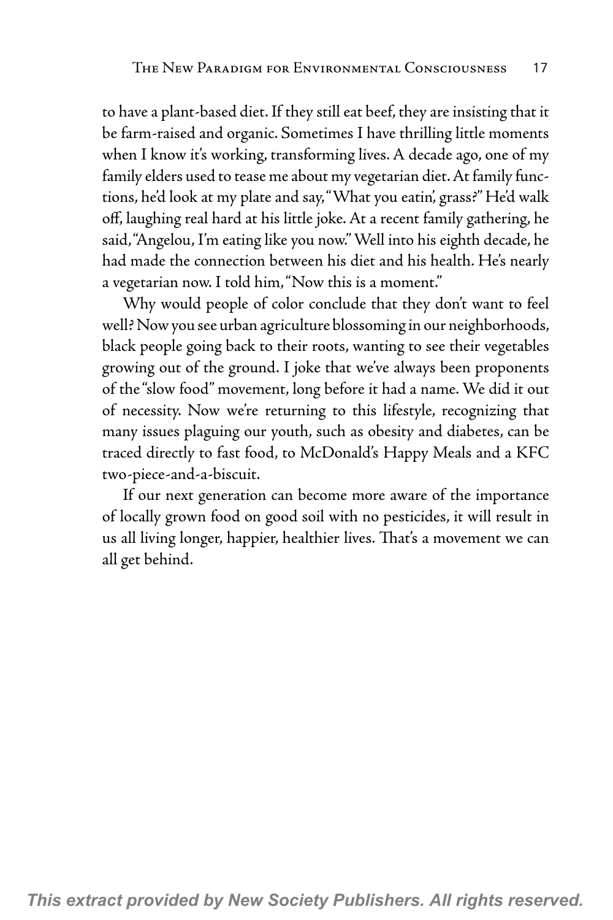to have a plant-based diet. If they still eat beef, they are insisting that it be farm-raised and organic. Sometimes I have thrilling little moments when I know it's working, transforming lives. A decade ago, one of my family elders used to tease me about my vegetarian diet. At family functions, he'd look at my plate and say, "What you eatin', grass?" He'd walk off, laughing real hard at his little joke. At a recent family gathering, he said, "Angelou, I'm eating like you now." Well into his eighth decade, he had made the connection between his diet and his health. He's nearly a vegetarian now. I told him, "Now this is a moment."

Why would people of color conclude that they don't want to feel well? Now you see urban agriculture blossoming in our neighborhoods, black people going back to their roots, wanting to see their vegetables growing out of the ground. I joke that we've always been proponents of the "slow food" movement, long before it had a name. We did it out of necessity. Now we're returning to this lifestyle, recognizing that many issues plaguing our youth, such as obesity and diabetes, can be traced directly to fast food, to McDonald's Happy Meals and a KFC two-piece-and-a-biscuit.

If our next generation can become more aware of the importance of locally grown food on good soil with no pesticides, it will result in us all living longer, happier, healthier lives. That's a movement we can all get behind.

*This extract provided by New Society Publishers. All rights reserved.*